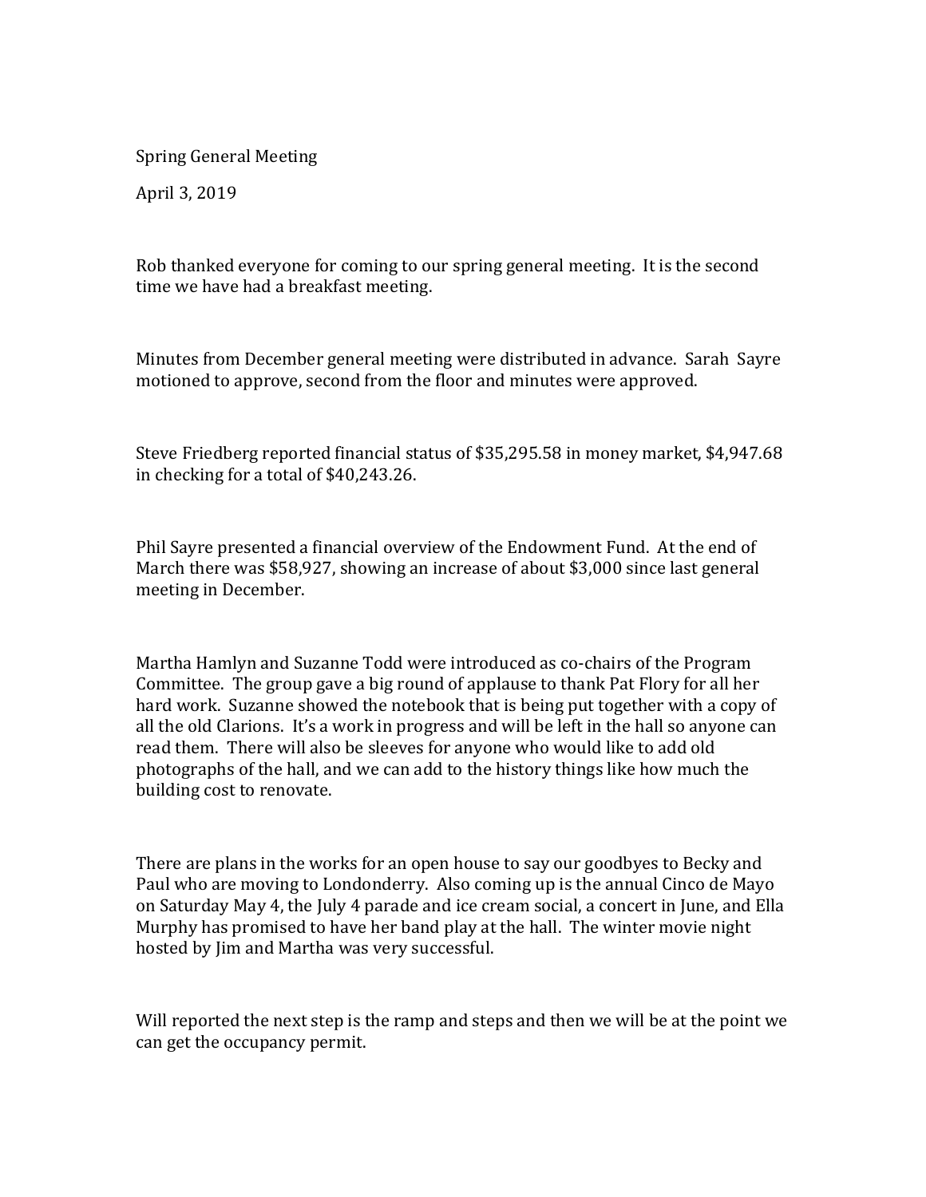Spring General Meeting

April 3, 2019

Rob thanked everyone for coming to our spring general meeting. It is the second time we have had a breakfast meeting.

Minutes from December general meeting were distributed in advance. Sarah Sayre motioned to approve, second from the floor and minutes were approved.

Steve Friedberg reported financial status of $35,295.58 in money market, $4,947.68 in checking for a total of $40,243.26.

Phil Sayre presented a financial overview of the Endowment Fund. At the end of March there was $58,927, showing an increase of about $3,000 since last general meeting in December.

Martha Hamlyn and Suzanne Todd were introduced as co-chairs of the Program Committee. The group gave a big round of applause to thank Pat Flory for all her hard work. Suzanne showed the notebook that is being put together with a copy of all the old Clarions. It's a work in progress and will be left in the hall so anyone can read them. There will also be sleeves for anyone who would like to add old photographs of the hall, and we can add to the history things like how much the building cost to renovate.

There are plans in the works for an open house to say our goodbyes to Becky and Paul who are moving to Londonderry. Also coming up is the annual Cinco de Mayo on Saturday May 4, the July 4 parade and ice cream social, a concert in June, and Ella Murphy has promised to have her band play at the hall. The winter movie night hosted by Jim and Martha was very successful.

Will reported the next step is the ramp and steps and then we will be at the point we can get the occupancy permit.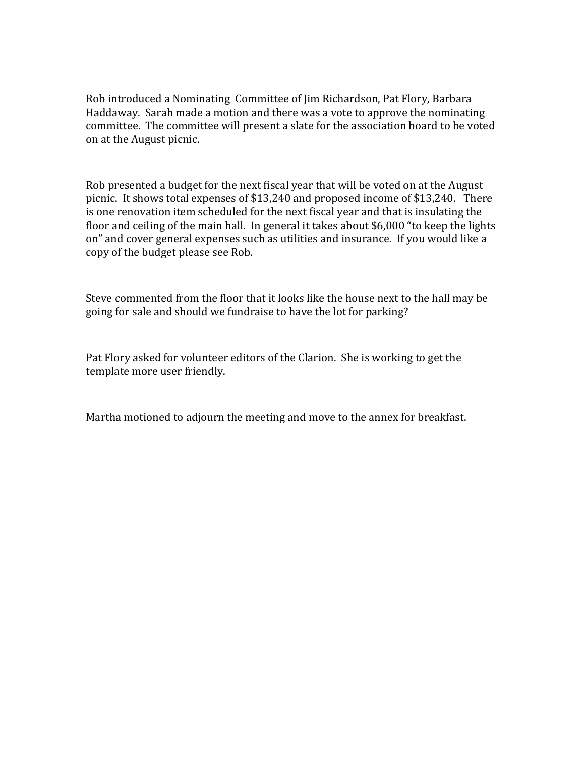Rob introduced a Nominating Committee of Jim Richardson, Pat Flory, Barbara Haddaway. Sarah made a motion and there was a vote to approve the nominating committee. The committee will present a slate for the association board to be voted on at the August picnic.

Rob presented a budget for the next fiscal year that will be voted on at the August picnic. It shows total expenses of $13,240 and proposed income of $13,240. There is one renovation item scheduled for the next fiscal year and that is insulating the floor and ceiling of the main hall. In general it takes about $6,000 "to keep the lights on" and cover general expenses such as utilities and insurance. If you would like a copy of the budget please see Rob.

Steve commented from the floor that it looks like the house next to the hall may be going for sale and should we fundraise to have the lot for parking?

Pat Flory asked for volunteer editors of the Clarion. She is working to get the template more user friendly.

Martha motioned to adjourn the meeting and move to the annex for breakfast.